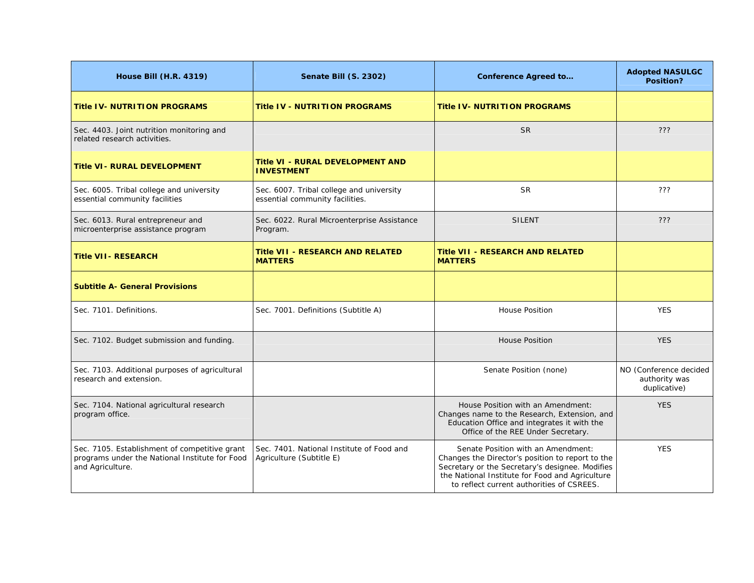| House Bill (H.R. 4319) | Senate Bill (S. 2302) | Conference Agreed to… | Adopted NASULGC Position? |
|---|---|---|---|
| **Title IV- NUTRITION PROGRAMS** | **Title IV - NUTRITION PROGRAMS** | **Title IV- NUTRITION PROGRAMS** | |
| Sec. 4403. Joint nutrition monitoring and related research activities. | | SR | ??? |
| **Title VI- RURAL DEVELOPMENT** | **Title VI - RURAL DEVELOPMENT AND INVESTMENT** | | |
| Sec. 6005. Tribal college and university essential community facilities | Sec. 6007. Tribal college and university essential community facilities. | SR | ??? |
| Sec. 6013. Rural entrepreneur and microenterprise assistance program | Sec. 6022. Rural Microenterprise Assistance Program. | SILENT | ??? |
| **Title VII- RESEARCH** | **Title VII - RESEARCH AND RELATED MATTERS** | **Title VII - RESEARCH AND RELATED MATTERS** | |
| **Subtitle A- General Provisions** | | | |
| Sec. 7101. Definitions. | Sec. 7001. Definitions (Subtitle A) | House Position | YES |
| Sec. 7102. Budget submission and funding. | | House Position | YES |
| Sec. 7103. Additional purposes of agricultural research and extension. | | Senate Position (none) | NO (Conference decided authority was duplicative) |
| Sec. 7104. National agricultural research program office. | | House Position with an Amendment: Changes name to the Research, Extension, and Education Office and integrates it with the Office of the REE Under Secretary. | YES |
| Sec. 7105. Establishment of competitive grant programs under the National Institute for Food and Agriculture. | Sec. 7401. National Institute of Food and Agriculture (Subtitle E) | Senate Position with an Amendment: Changes the Director's position to report to the Secretary or the Secretary's designee. Modifies the National Institute for Food and Agriculture to reflect current authorities of CSREES. | YES |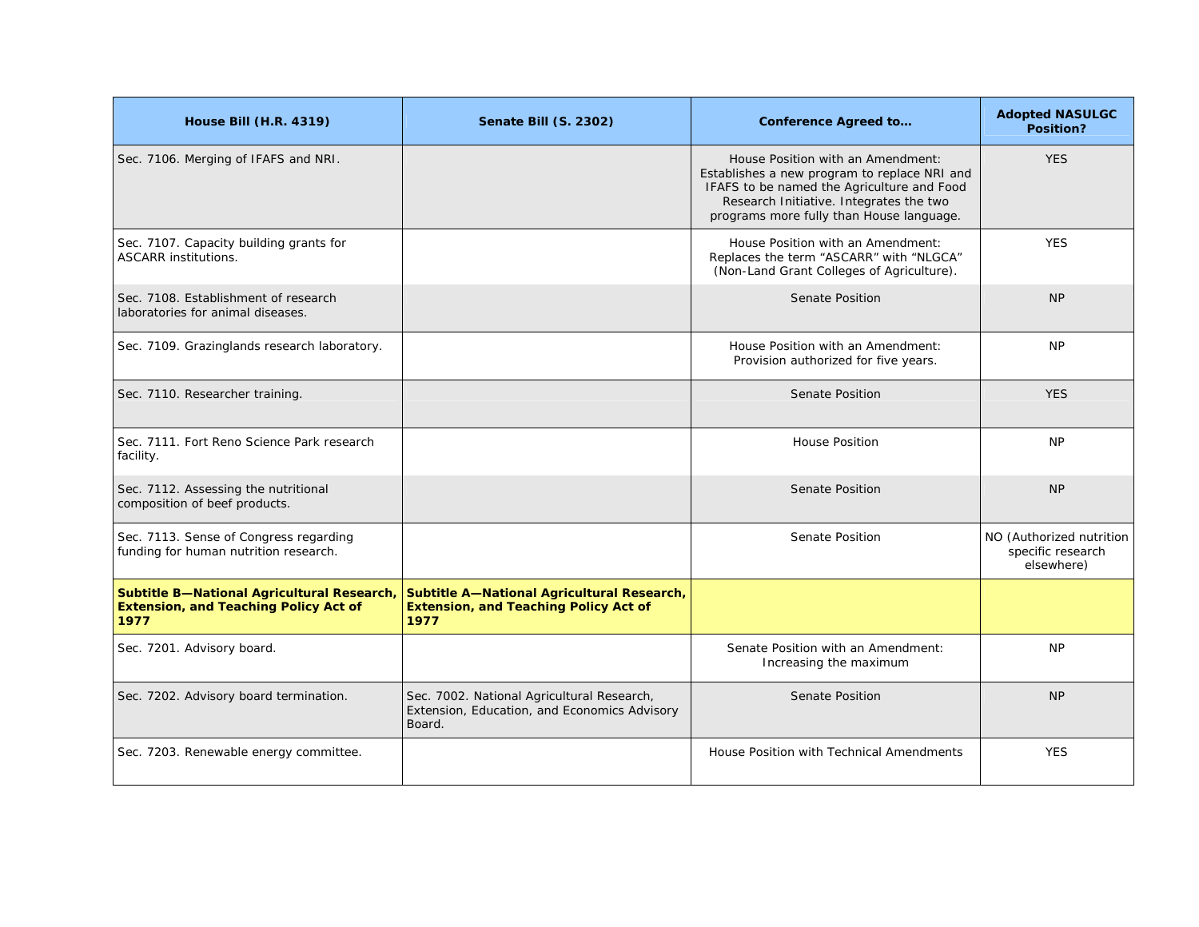| House Bill (H.R. 4319) | Senate Bill (S. 2302) | Conference Agreed to… | Adopted NASULGC Position? |
|---|---|---|---|
| Sec. 7106. Merging of IFAFS and NRI. | | House Position with an Amendment: Establishes a new program to replace NRI and IFAFS to be named the Agriculture and Food Research Initiative. Integrates the two programs more fully than House language. | YES |
| Sec. 7107. Capacity building grants for ASCARR institutions. | | House Position with an Amendment: Replaces the term "ASCARR" with "NLGCA" (Non-Land Grant Colleges of Agriculture). | YES |
| Sec. 7108. Establishment of research laboratories for animal diseases. | | Senate Position | NP |
| Sec. 7109. Grazinglands research laboratory. | | House Position with an Amendment: Provision authorized for five years. | NP |
| Sec. 7110. Researcher training. | | Senate Position | YES |
| Sec. 7111. Fort Reno Science Park research facility. | | House Position | NP |
| Sec. 7112. Assessing the nutritional composition of beef products. | | Senate Position | NP |
| Sec. 7113. Sense of Congress regarding funding for human nutrition research. | | Senate Position | NO (Authorized nutrition specific research elsewhere) |
| **Subtitle B—National Agricultural Research, Extension, and Teaching Policy Act of 1977** | **Subtitle A—National Agricultural Research, Extension, and Teaching Policy Act of 1977** | | |
| Sec. 7201. Advisory board. | | Senate Position with an Amendment: Increasing the maximum | NP |
| Sec. 7202. Advisory board termination. | Sec. 7002. National Agricultural Research, Extension, Education, and Economics Advisory Board. | Senate Position | NP |
| Sec. 7203. Renewable energy committee. | | House Position with Technical Amendments | YES |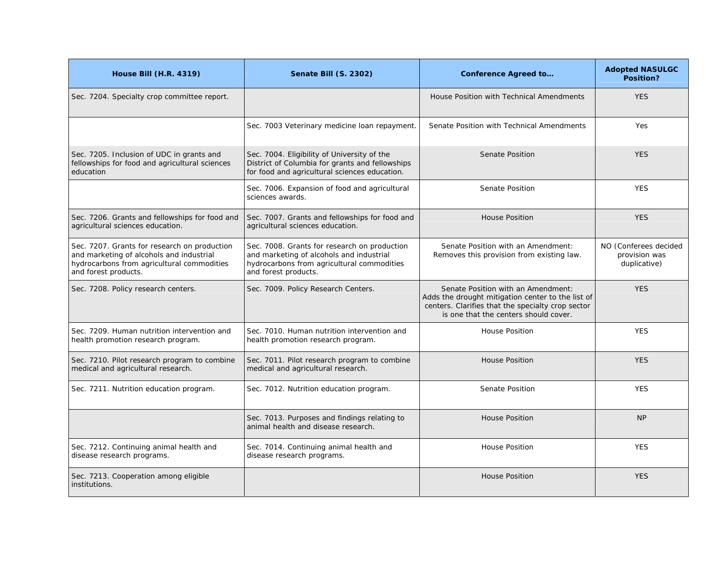| House Bill (H.R. 4319) | Senate Bill (S. 2302) | Conference Agreed to… | Adopted NASULGC Position? |
|---|---|---|---|
| Sec. 7204. Specialty crop committee report. | | House Position with Technical Amendments | YES |
| | Sec. 7003 Veterinary medicine loan repayment. | Senate Position with Technical Amendments | Yes |
| Sec. 7205. Inclusion of UDC in grants and fellowships for food and agricultural sciences education | Sec. 7004. Eligibility of University of the District of Columbia for grants and fellowships for food and agricultural sciences education. | Senate Position | YES |
| | Sec. 7006. Expansion of food and agricultural sciences awards. | Senate Position | YES |
| Sec. 7206. Grants and fellowships for food and agricultural sciences education. | Sec. 7007. Grants and fellowships for food and agricultural sciences education. | House Position | YES |
| Sec. 7207. Grants for research on production and marketing of alcohols and industrial hydrocarbons from agricultural commodities and forest products. | Sec. 7008. Grants for research on production and marketing of alcohols and industrial hydrocarbons from agricultural commodities and forest products. | Senate Position with an Amendment: Removes this provision from existing law. | NO (Conferees decided provision was duplicative) |
| Sec. 7208. Policy research centers. | Sec. 7009. Policy Research Centers. | Senate Position with an Amendment: Adds the drought mitigation center to the list of centers. Clarifies that the specialty crop sector is one that the centers should cover. | YES |
| Sec. 7209. Human nutrition intervention and health promotion research program. | Sec. 7010. Human nutrition intervention and health promotion research program. | House Position | YES |
| Sec. 7210. Pilot research program to combine medical and agricultural research. | Sec. 7011. Pilot research program to combine medical and agricultural research. | House Position | YES |
| Sec. 7211. Nutrition education program. | Sec. 7012. Nutrition education program. | Senate Position | YES |
| | Sec. 7013. Purposes and findings relating to animal health and disease research. | House Position | NP |
| Sec. 7212. Continuing animal health and disease research programs. | Sec. 7014. Continuing animal health and disease research programs. | House Position | YES |
| Sec. 7213. Cooperation among eligible institutions. | | House Position | YES |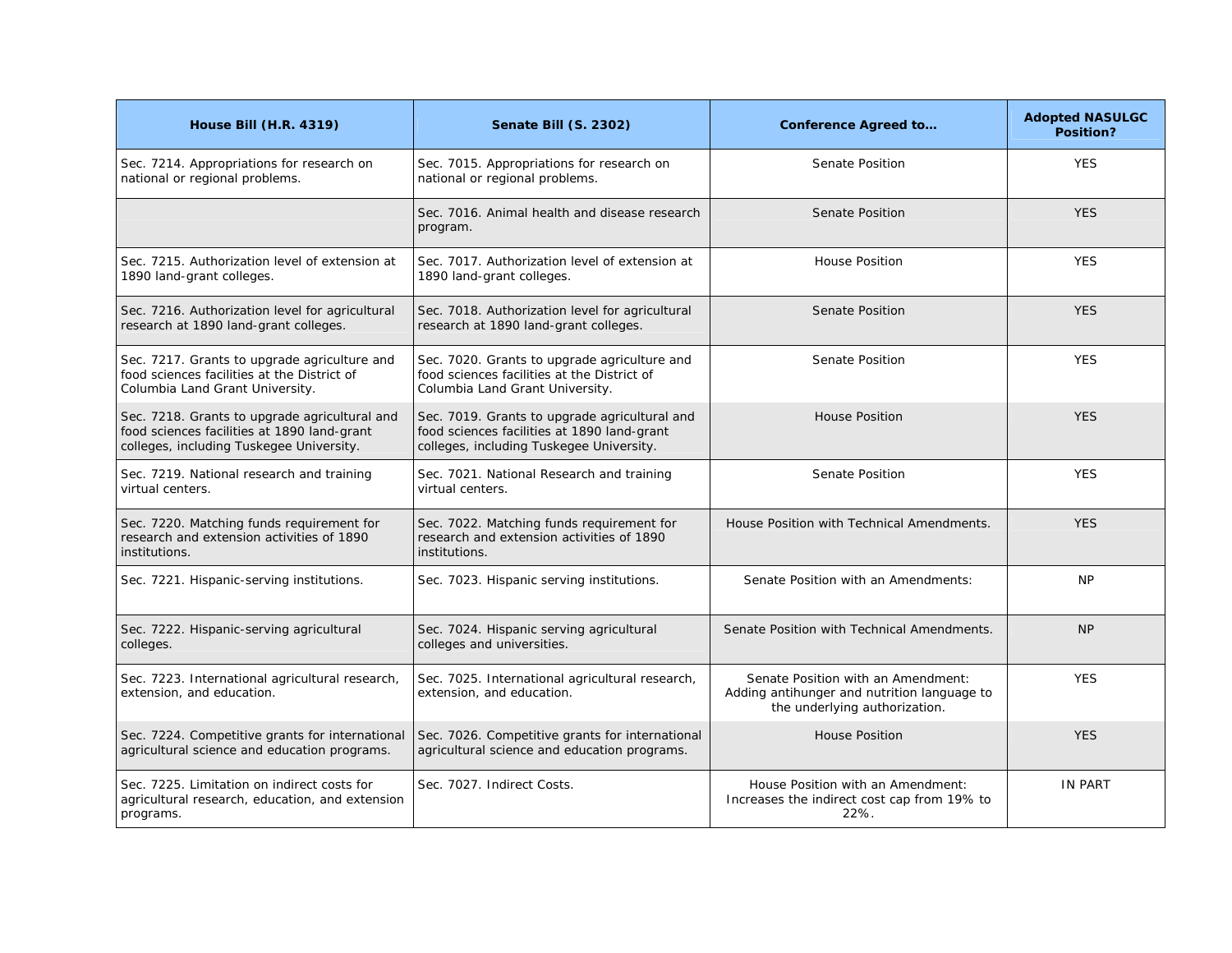| House Bill (H.R. 4319) | Senate Bill (S. 2302) | Conference Agreed to… | Adopted NASULGC Position? |
|---|---|---|---|
| Sec. 7214. Appropriations for research on national or regional problems. | Sec. 7015. Appropriations for research on national or regional problems. | Senate Position | YES |
| | Sec. 7016. Animal health and disease research program. | Senate Position | YES |
| Sec. 7215. Authorization level of extension at 1890 land-grant colleges. | Sec. 7017. Authorization level of extension at 1890 land-grant colleges. | House Position | YES |
| Sec. 7216. Authorization level for agricultural research at 1890 land-grant colleges. | Sec. 7018. Authorization level for agricultural research at 1890 land-grant colleges. | Senate Position | YES |
| Sec. 7217. Grants to upgrade agriculture and food sciences facilities at the District of Columbia Land Grant University. | Sec. 7020. Grants to upgrade agriculture and food sciences facilities at the District of Columbia Land Grant University. | Senate Position | YES |
| Sec. 7218. Grants to upgrade agricultural and food sciences facilities at 1890 land-grant colleges, including Tuskegee University. | Sec. 7019. Grants to upgrade agricultural and food sciences facilities at 1890 land-grant colleges, including Tuskegee University. | House Position | YES |
| Sec. 7219. National research and training virtual centers. | Sec. 7021. National Research and training virtual centers. | Senate Position | YES |
| Sec. 7220. Matching funds requirement for research and extension activities of 1890 institutions. | Sec. 7022. Matching funds requirement for research and extension activities of 1890 institutions. | House Position with Technical Amendments. | YES |
| Sec. 7221. Hispanic-serving institutions. | Sec. 7023. Hispanic serving institutions. | Senate Position with an Amendments: | NP |
| Sec. 7222. Hispanic-serving agricultural colleges. | Sec. 7024. Hispanic serving agricultural colleges and universities. | Senate Position with Technical Amendments. | NP |
| Sec. 7223. International agricultural research, extension, and education. | Sec. 7025. International agricultural research, extension, and education. | Senate Position with an Amendment: Adding antihunger and nutrition language to the underlying authorization. | YES |
| Sec. 7224. Competitive grants for international agricultural science and education programs. | Sec. 7026. Competitive grants for international agricultural science and education programs. | House Position | YES |
| Sec. 7225. Limitation on indirect costs for agricultural research, education, and extension programs. | Sec. 7027. Indirect Costs. | House Position with an Amendment: Increases the indirect cost cap from 19% to 22%. | IN PART |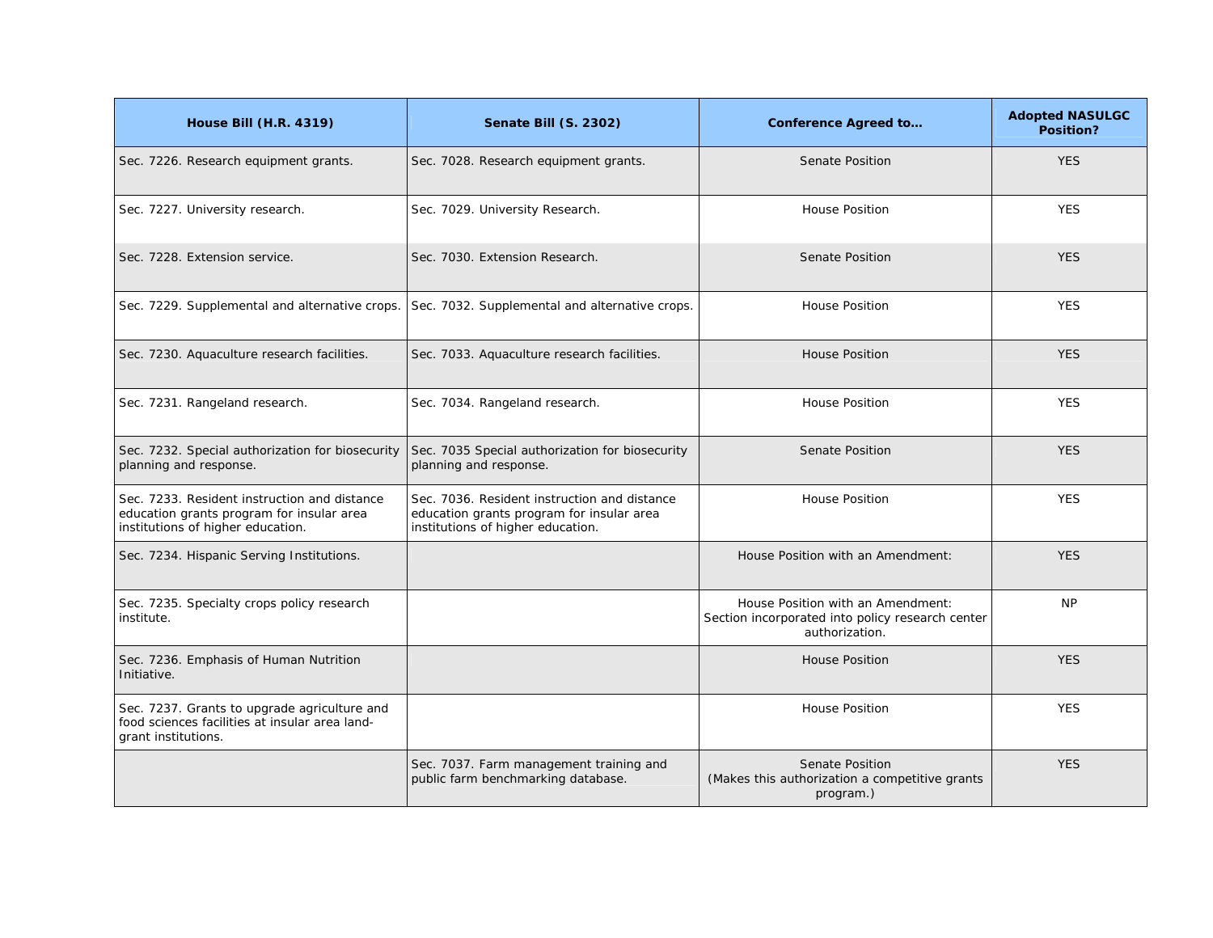| House Bill (H.R. 4319) | Senate Bill (S. 2302) | Conference Agreed to… | Adopted NASULGC Position? |
|---|---|---|---|
| Sec. 7226. Research equipment grants. | Sec. 7028. Research equipment grants. | Senate Position | YES |
| Sec. 7227. University research. | Sec. 7029. University Research. | House Position | YES |
| Sec. 7228. Extension service. | Sec. 7030. Extension Research. | Senate Position | YES |
| Sec. 7229. Supplemental and alternative crops. | Sec. 7032. Supplemental and alternative crops. | House Position | YES |
| Sec. 7230. Aquaculture research facilities. | Sec. 7033. Aquaculture research facilities. | House Position | YES |
| Sec. 7231. Rangeland research. | Sec. 7034. Rangeland research. | House Position | YES |
| Sec. 7232. Special authorization for biosecurity planning and response. | Sec. 7035 Special authorization for biosecurity planning and response. | Senate Position | YES |
| Sec. 7233. Resident instruction and distance education grants program for insular area institutions of higher education. | Sec. 7036. Resident instruction and distance education grants program for insular area institutions of higher education. | House Position | YES |
| Sec. 7234. Hispanic Serving Institutions. | | House Position with an Amendment: | YES |
| Sec. 7235. Specialty crops policy research institute. | | House Position with an Amendment: Section incorporated into policy research center authorization. | NP |
| Sec. 7236. Emphasis of Human Nutrition Initiative. | | House Position | YES |
| Sec. 7237. Grants to upgrade agriculture and food sciences facilities at insular area land-grant institutions. | | House Position | YES |
| | Sec. 7037. Farm management training and public farm benchmarking database. | Senate Position (Makes this authorization a competitive grants program.) | YES |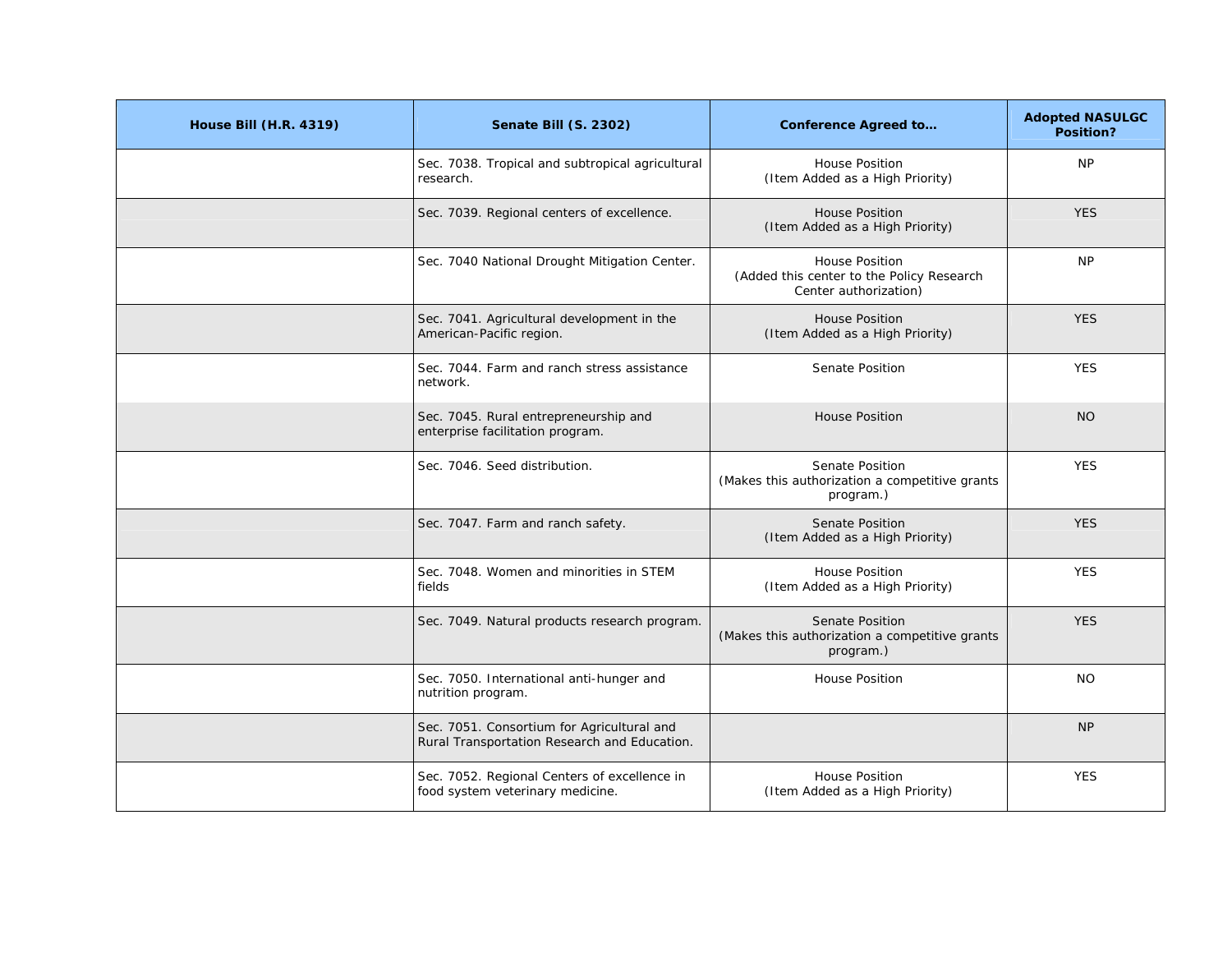| House Bill (H.R. 4319) | Senate Bill (S. 2302) | Conference Agreed to… | Adopted NASULGC Position? |
|---|---|---|---|
| | Sec. 7038. Tropical and subtropical agricultural research. | House Position (Item Added as a High Priority) | NP |
| | Sec. 7039. Regional centers of excellence. | House Position (Item Added as a High Priority) | YES |
| | Sec. 7040 National Drought Mitigation Center. | House Position (Added this center to the Policy Research Center authorization) | NP |
| | Sec. 7041. Agricultural development in the American-Pacific region. | House Position (Item Added as a High Priority) | YES |
| | Sec. 7044. Farm and ranch stress assistance network. | Senate Position | YES |
| | Sec. 7045. Rural entrepreneurship and enterprise facilitation program. | House Position | NO |
| | Sec. 7046. Seed distribution. | Senate Position (Makes this authorization a competitive grants program.) | YES |
| | Sec. 7047. Farm and ranch safety. | Senate Position (Item Added as a High Priority) | YES |
| | Sec. 7048. Women and minorities in STEM fields | House Position (Item Added as a High Priority) | YES |
| | Sec. 7049. Natural products research program. | Senate Position (Makes this authorization a competitive grants program.) | YES |
| | Sec. 7050. International anti-hunger and nutrition program. | House Position | NO |
| | Sec. 7051. Consortium for Agricultural and Rural Transportation Research and Education. | | NP |
| | Sec. 7052. Regional Centers of excellence in food system veterinary medicine. | House Position (Item Added as a High Priority) | YES |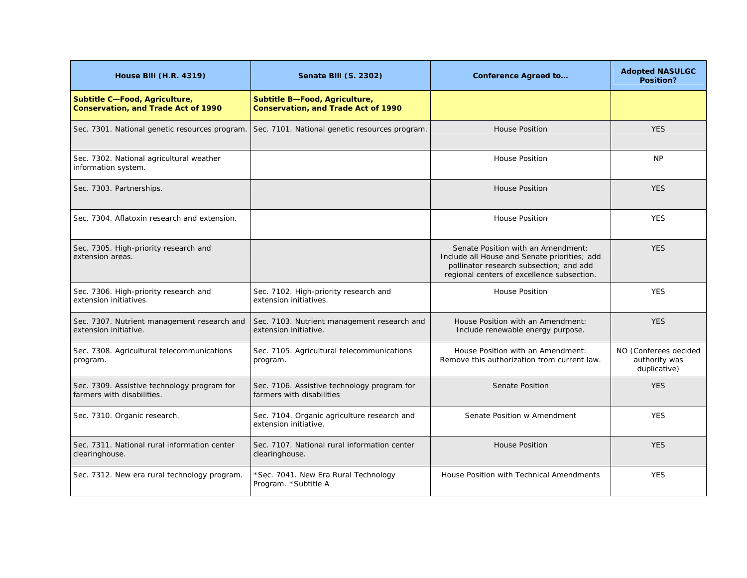| House Bill (H.R. 4319) | Senate Bill (S. 2302) | Conference Agreed to… | Adopted NASULGC Position? |
|---|---|---|---|
| **Subtitle C—Food, Agriculture, Conservation, and Trade Act of 1990** | **Subtitle B—Food, Agriculture, Conservation, and Trade Act of 1990** | | |
| Sec. 7301. National genetic resources program. | Sec. 7101. National genetic resources program. | House Position | YES |
| Sec. 7302. National agricultural weather information system. | | House Position | NP |
| Sec. 7303. Partnerships. | | House Position | YES |
| Sec. 7304. Aflatoxin research and extension. | | House Position | YES |
| Sec. 7305. High-priority research and extension areas. | | Senate Position with an Amendment: Include all House and Senate priorities; add pollinator research subsection; and add regional centers of excellence subsection. | YES |
| Sec. 7306. High-priority research and extension initiatives. | Sec. 7102. High-priority research and extension initiatives. | House Position | YES |
| Sec. 7307. Nutrient management research and extension initiative. | Sec. 7103. Nutrient management research and extension initiative. | House Position with an Amendment: Include renewable energy purpose. | YES |
| Sec. 7308. Agricultural telecommunications program. | Sec. 7105. Agricultural telecommunications program. | House Position with an Amendment: Remove this authorization from current law. | NO (Conferees decided authority was duplicative) |
| Sec. 7309. Assistive technology program for farmers with disabilities. | Sec. 7106. Assistive technology program for farmers with disabilities | Senate Position | YES |
| Sec. 7310. Organic research. | Sec. 7104. Organic agriculture research and extension initiative. | Senate Position w Amendment | YES |
| Sec. 7311. National rural information center clearinghouse. | Sec. 7107. National rural information center clearinghouse. | House Position | YES |
| Sec. 7312. New era rural technology program. | *Sec. 7041. New Era Rural Technology Program. *Subtitle A | House Position with Technical Amendments | YES |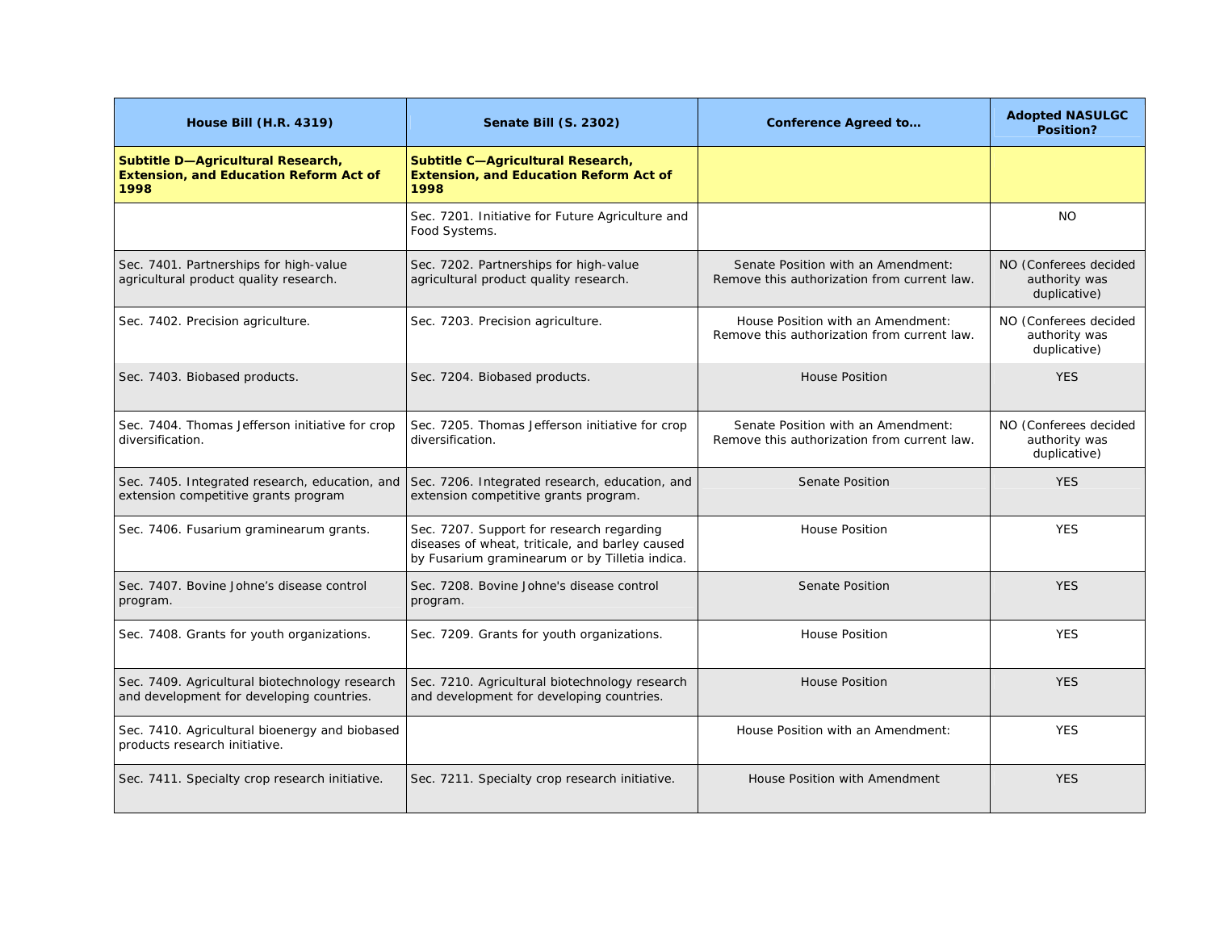| House Bill (H.R. 4319) | Senate Bill (S. 2302) | Conference Agreed to… | Adopted NASULGC Position? |
|---|---|---|---|
| **Subtitle D—Agricultural Research, Extension, and Education Reform Act of 1998** | **Subtitle C—Agricultural Research, Extension, and Education Reform Act of 1998** | | |
| | Sec. 7201. Initiative for Future Agriculture and Food Systems. | | NO |
| Sec. 7401. Partnerships for high-value agricultural product quality research. | Sec. 7202. Partnerships for high-value agricultural product quality research. | Senate Position with an Amendment: Remove this authorization from current law. | NO (Conferees decided authority was duplicative) |
| Sec. 7402. Precision agriculture. | Sec. 7203. Precision agriculture. | House Position with an Amendment: Remove this authorization from current law. | NO (Conferees decided authority was duplicative) |
| Sec. 7403. Biobased products. | Sec. 7204. Biobased products. | House Position | YES |
| Sec. 7404. Thomas Jefferson initiative for crop diversification. | Sec. 7205. Thomas Jefferson initiative for crop diversification. | Senate Position with an Amendment: Remove this authorization from current law. | NO (Conferees decided authority was duplicative) |
| Sec. 7405. Integrated research, education, and extension competitive grants program | Sec. 7206. Integrated research, education, and extension competitive grants program. | Senate Position | YES |
| Sec. 7406. Fusarium graminearum grants. | Sec. 7207. Support for research regarding diseases of wheat, triticale, and barley caused by Fusarium graminearum or by Tilletia indica. | House Position | YES |
| Sec. 7407. Bovine Johne's disease control program. | Sec. 7208. Bovine Johne's disease control program. | Senate Position | YES |
| Sec. 7408. Grants for youth organizations. | Sec. 7209. Grants for youth organizations. | House Position | YES |
| Sec. 7409. Agricultural biotechnology research and development for developing countries. | Sec. 7210. Agricultural biotechnology research and development for developing countries. | House Position | YES |
| Sec. 7410. Agricultural bioenergy and biobased products research initiative. | | House Position with an Amendment: | YES |
| Sec. 7411. Specialty crop research initiative. | Sec. 7211. Specialty crop research initiative. | House Position with Amendment | YES |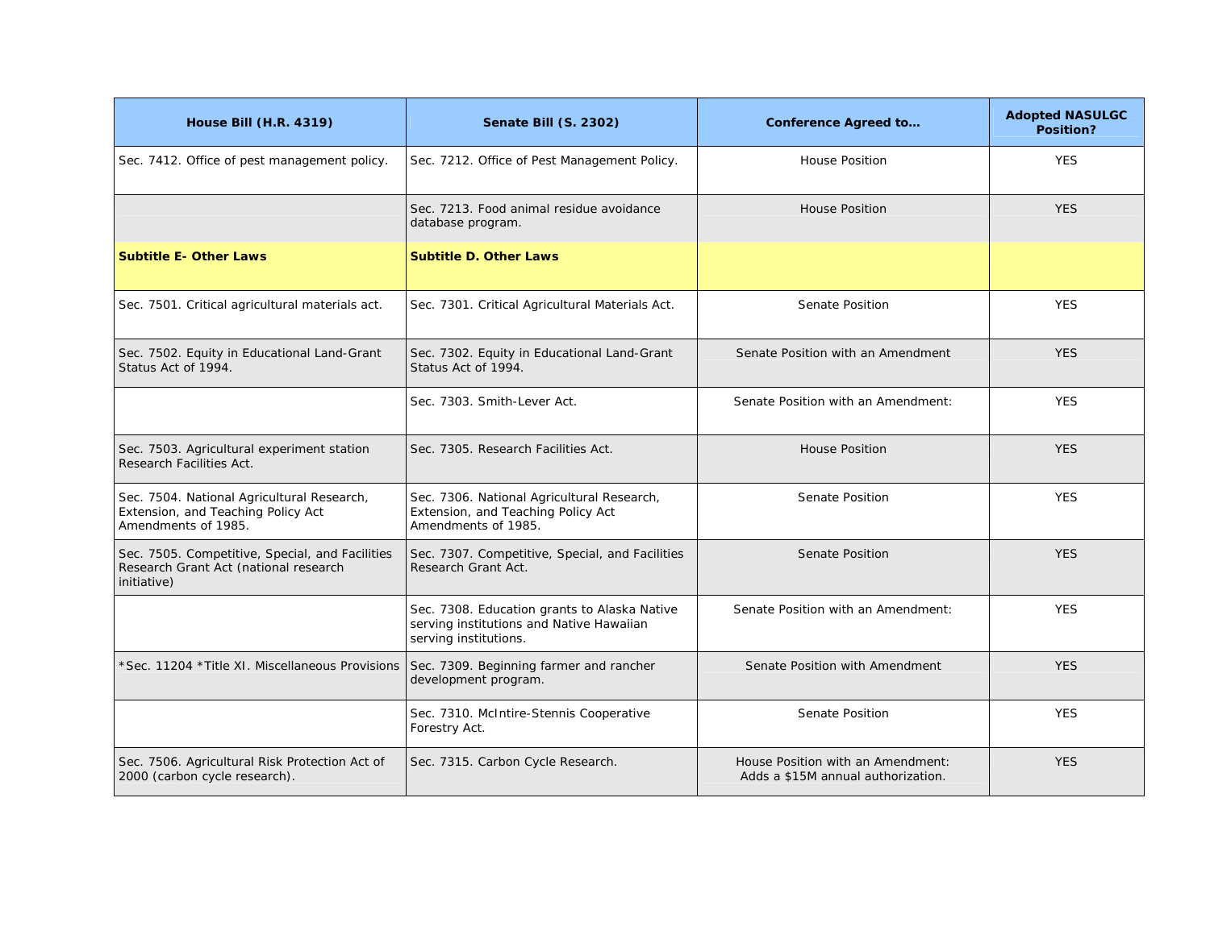| House Bill (H.R. 4319) | Senate Bill (S. 2302) | Conference Agreed to… | Adopted NASULGC Position? |
|---|---|---|---|
| Sec. 7412. Office of pest management policy. | Sec. 7212. Office of Pest Management Policy. | House Position | YES |
| | Sec. 7213. Food animal residue avoidance database program. | House Position | YES |
| **Subtitle E- Other Laws** | **Subtitle D. Other Laws** | | |
| Sec. 7501. Critical agricultural materials act. | Sec. 7301. Critical Agricultural Materials Act. | Senate Position | YES |
| Sec. 7502. Equity in Educational Land-Grant Status Act of 1994. | Sec. 7302. Equity in Educational Land-Grant Status Act of 1994. | Senate Position with an Amendment | YES |
| | Sec. 7303. Smith-Lever Act. | Senate Position with an Amendment: | YES |
| Sec. 7503. Agricultural experiment station Research Facilities Act. | Sec. 7305. Research Facilities Act. | House Position | YES |
| Sec. 7504. National Agricultural Research, Extension, and Teaching Policy Act Amendments of 1985. | Sec. 7306. National Agricultural Research, Extension, and Teaching Policy Act Amendments of 1985. | Senate Position | YES |
| Sec. 7505. Competitive, Special, and Facilities Research Grant Act (national research initiative) | Sec. 7307. Competitive, Special, and Facilities Research Grant Act. | Senate Position | YES |
| | Sec. 7308. Education grants to Alaska Native serving institutions and Native Hawaiian serving institutions. | Senate Position with an Amendment: | YES |
| *Sec. 11204 *Title XI. Miscellaneous Provisions | Sec. 7309. Beginning farmer and rancher development program. | Senate Position with Amendment | YES |
| | Sec. 7310. McIntire-Stennis Cooperative Forestry Act. | Senate Position | YES |
| Sec. 7506. Agricultural Risk Protection Act of 2000 (carbon cycle research). | Sec. 7315. Carbon Cycle Research. | House Position with an Amendment: Adds a $15M annual authorization. | YES |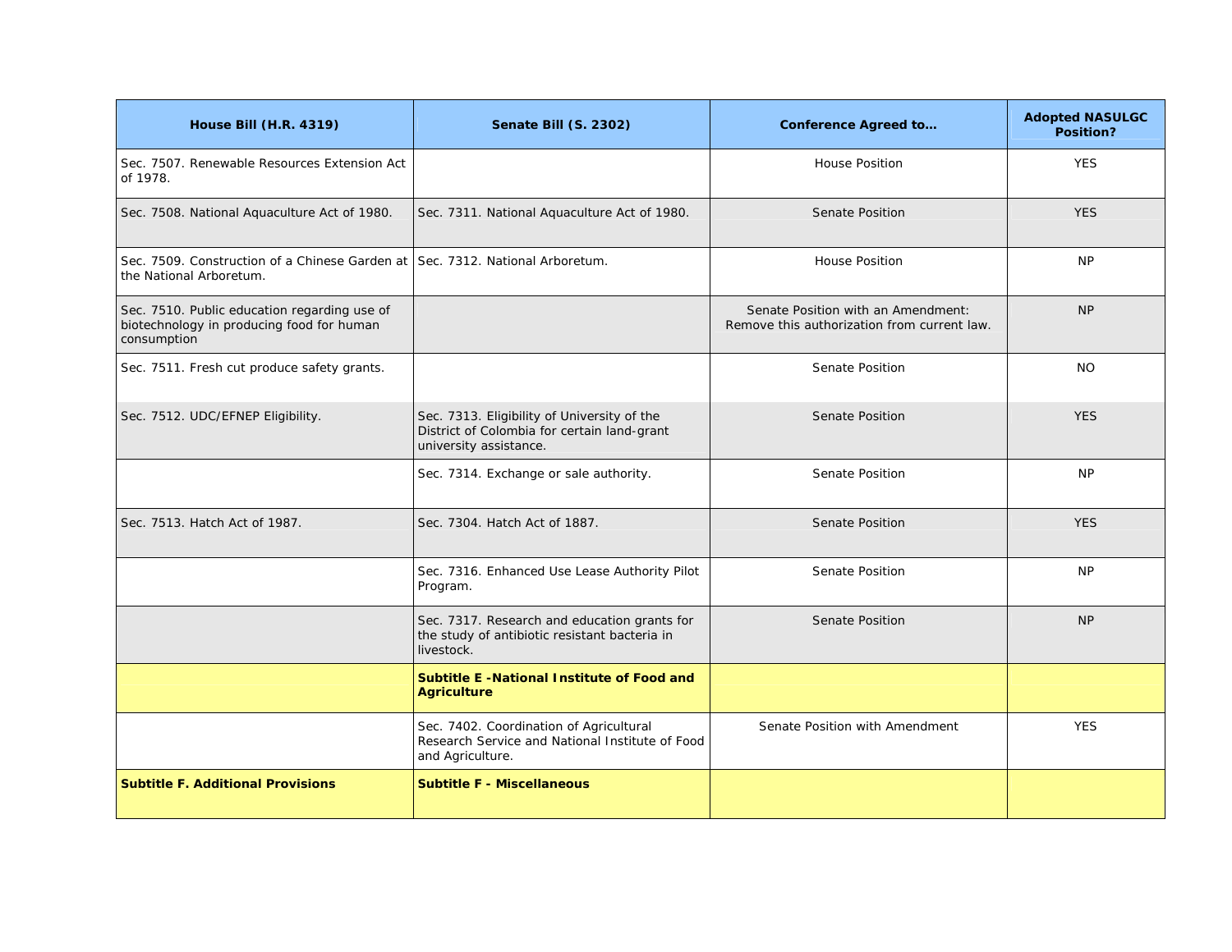| House Bill (H.R. 4319) | Senate Bill (S. 2302) | Conference Agreed to… | Adopted NASULGC Position? |
|---|---|---|---|
| Sec. 7507. Renewable Resources Extension Act of 1978. | | House Position | YES |
| Sec. 7508. National Aquaculture Act of 1980. | Sec. 7311. National Aquaculture Act of 1980. | Senate Position | YES |
| Sec. 7509. Construction of a Chinese Garden at the National Arboretum. | Sec. 7312. National Arboretum. | House Position | NP |
| Sec. 7510. Public education regarding use of biotechnology in producing food for human consumption | | Senate Position with an Amendment: Remove this authorization from current law. | NP |
| Sec. 7511. Fresh cut produce safety grants. | | Senate Position | NO |
| Sec. 7512. UDC/EFNEP Eligibility. | Sec. 7313. Eligibility of University of the District of Colombia for certain land-grant university assistance. | Senate Position | YES |
| | Sec. 7314. Exchange or sale authority. | Senate Position | NP |
| Sec. 7513. Hatch Act of 1987. | Sec. 7304. Hatch Act of 1887. | Senate Position | YES |
| | Sec. 7316. Enhanced Use Lease Authority Pilot Program. | Senate Position | NP |
| | Sec. 7317. Research and education grants for the study of antibiotic resistant bacteria in livestock. | Senate Position | NP |
| | **Subtitle E -National Institute of Food and Agriculture** | | |
| | Sec. 7402. Coordination of Agricultural Research Service and National Institute of Food and Agriculture. | Senate Position with Amendment | YES |
| **Subtitle F. Additional Provisions** | **Subtitle F - Miscellaneous** | | |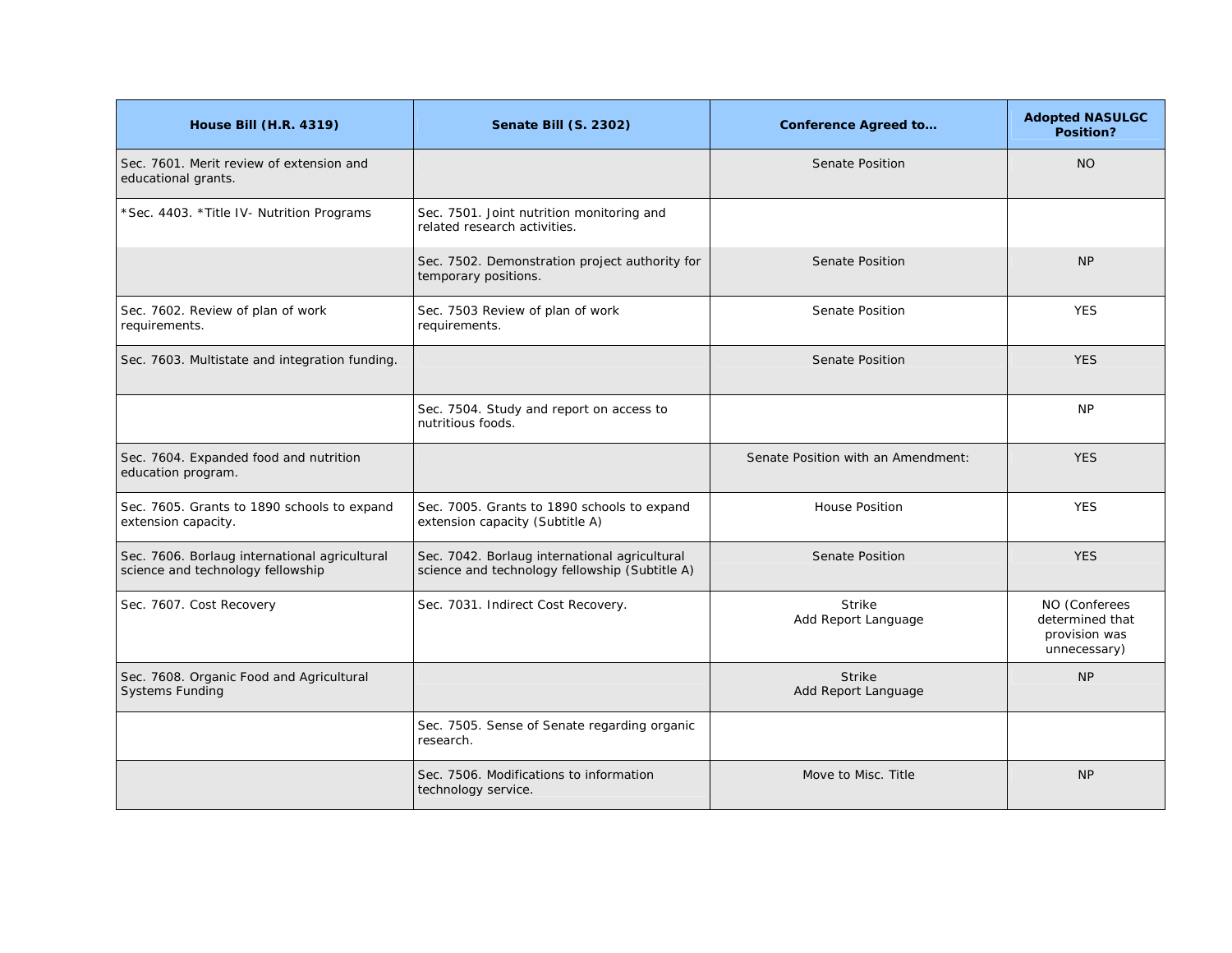| House Bill (H.R. 4319) | Senate Bill (S. 2302) | Conference Agreed to… | Adopted NASULGC Position? |
|---|---|---|---|
| Sec. 7601. Merit review of extension and educational grants. | | Senate Position | NO |
| *Sec. 4403. *Title IV- Nutrition Programs | Sec. 7501. Joint nutrition monitoring and related research activities. | | |
| | Sec. 7502. Demonstration project authority for temporary positions. | Senate Position | NP |
| Sec. 7602. Review of plan of work requirements. | Sec. 7503 Review of plan of work requirements. | Senate Position | YES |
| Sec. 7603. Multistate and integration funding. | | Senate Position | YES |
| | Sec. 7504. Study and report on access to nutritious foods. | | NP |
| Sec. 7604. Expanded food and nutrition education program. | | Senate Position with an Amendment: | YES |
| Sec. 7605. Grants to 1890 schools to expand extension capacity. | Sec. 7005. Grants to 1890 schools to expand extension capacity (Subtitle A) | House Position | YES |
| Sec. 7606. Borlaug international agricultural science and technology fellowship | Sec. 7042. Borlaug international agricultural science and technology fellowship (Subtitle A) | Senate Position | YES |
| Sec. 7607. Cost Recovery | Sec. 7031. Indirect Cost Recovery. | Strike<br>Add Report Language | NO (Conferees determined that provision was unnecessary) |
| Sec. 7608. Organic Food and Agricultural Systems Funding | | Strike<br>Add Report Language | NP |
| | Sec. 7505. Sense of Senate regarding organic research. | | |
| | Sec. 7506. Modifications to information technology service. | Move to Misc. Title | NP |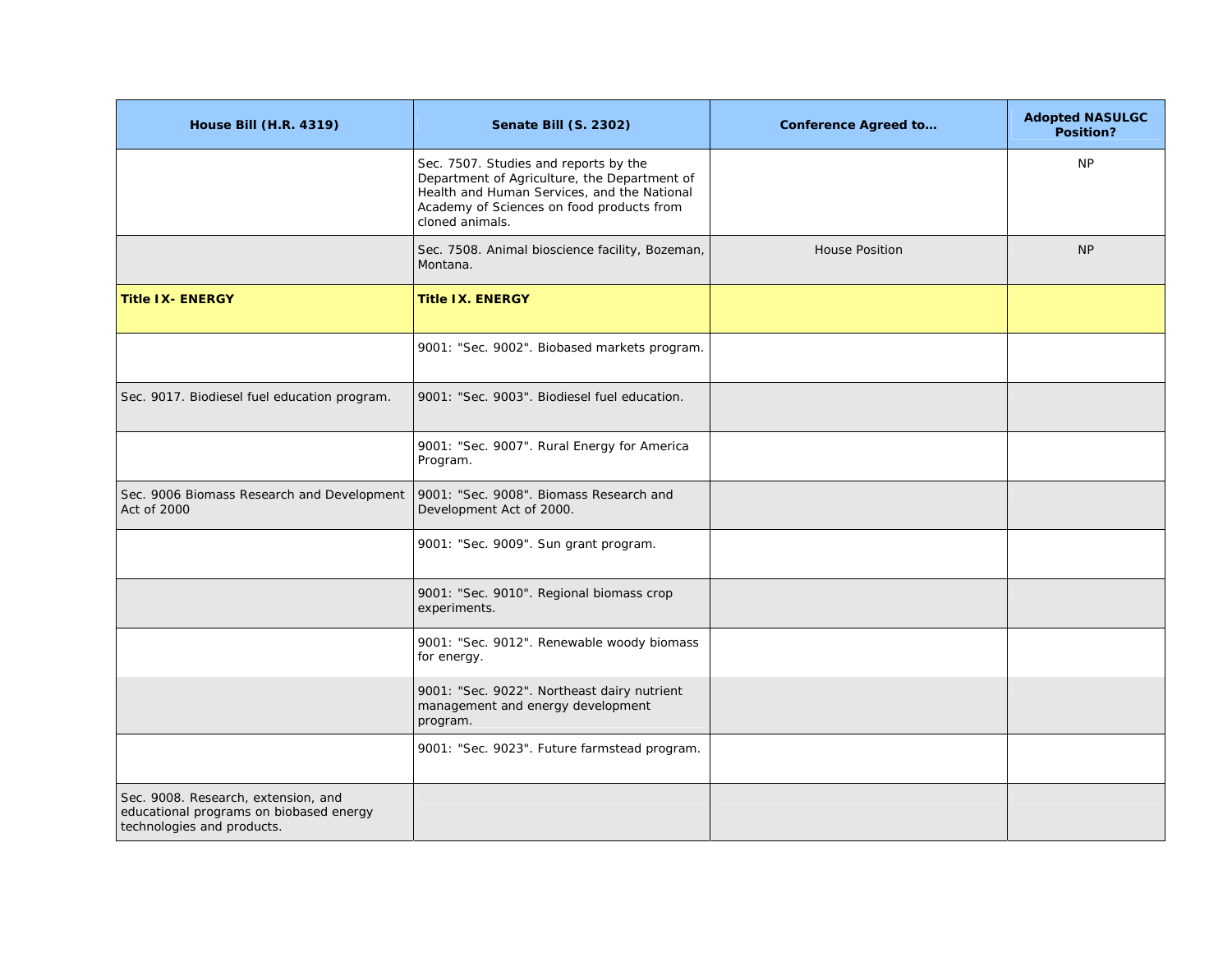| House Bill (H.R. 4319) | Senate Bill (S. 2302) | Conference Agreed to… | Adopted NASULGC Position? |
|---|---|---|---|
| | Sec. 7507. Studies and reports by the Department of Agriculture, the Department of Health and Human Services, and the National Academy of Sciences on food products from cloned animals. | | NP |
| | Sec. 7508. Animal bioscience facility, Bozeman, Montana. | House Position | NP |
| **Title IX- ENERGY** | **Title IX. ENERGY** | | |
| | 9001: "Sec. 9002". Biobased markets program. | | |
| Sec. 9017. Biodiesel fuel education program. | 9001: "Sec. 9003". Biodiesel fuel education. | | |
| | 9001: "Sec. 9007". Rural Energy for America Program. | | |
| Sec. 9006 Biomass Research and Development Act of 2000 | 9001: "Sec. 9008". Biomass Research and Development Act of 2000. | | |
| | 9001: "Sec. 9009". Sun grant program. | | |
| | 9001: "Sec. 9010". Regional biomass crop experiments. | | |
| | 9001: "Sec. 9012". Renewable woody biomass for energy. | | |
| | 9001: "Sec. 9022". Northeast dairy nutrient management and energy development program. | | |
| | 9001: "Sec. 9023". Future farmstead program. | | |
| Sec. 9008. Research, extension, and educational programs on biobased energy technologies and products. | | | |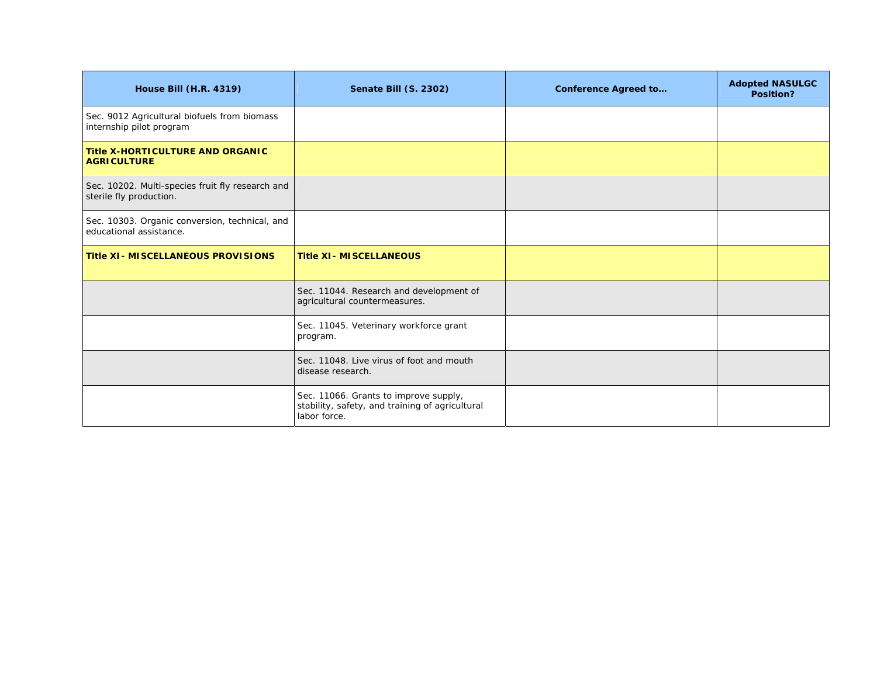| House Bill (H.R. 4319) | Senate Bill (S. 2302) | Conference Agreed to… | Adopted NASULGC Position? |
|---|---|---|---|
| Sec. 9012 Agricultural biofuels from biomass internship pilot program | | | |
| **Title X-HORTICULTURE AND ORGANIC AGRICULTURE** | | | |
| Sec. 10202. Multi-species fruit fly research and sterile fly production. | | | |
| Sec. 10303. Organic conversion, technical, and educational assistance. | | | |
| **Title XI- MISCELLANEOUS PROVISIONS** | **Title XI- MISCELLANEOUS** | | |
| | Sec. 11044. Research and development of agricultural countermeasures. | | |
| | Sec. 11045. Veterinary workforce grant program. | | |
| | Sec. 11048. Live virus of foot and mouth disease research. | | |
| | Sec. 11066. Grants to improve supply, stability, safety, and training of agricultural labor force. | | |